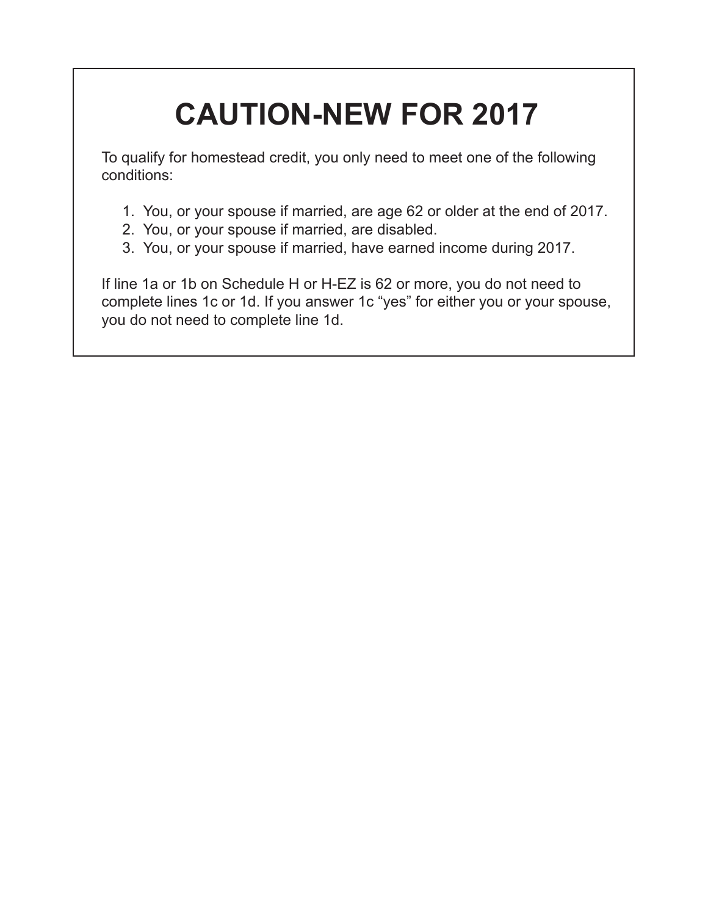# CAUTION-NEW FOR 2017

To qualify for homestead credit, you only need to meet one of the following conditions:

1. You, or your spouse if married, are age 62 or older at the end of 2017.
2. You, or your spouse if married, are disabled.
3. You, or your spouse if married, have earned income during 2017.

If line 1a or 1b on Schedule H or H-EZ is 62 or more, you do not need to complete lines 1c or 1d. If you answer 1c “yes” for either you or your spouse, you do not need to complete line 1d.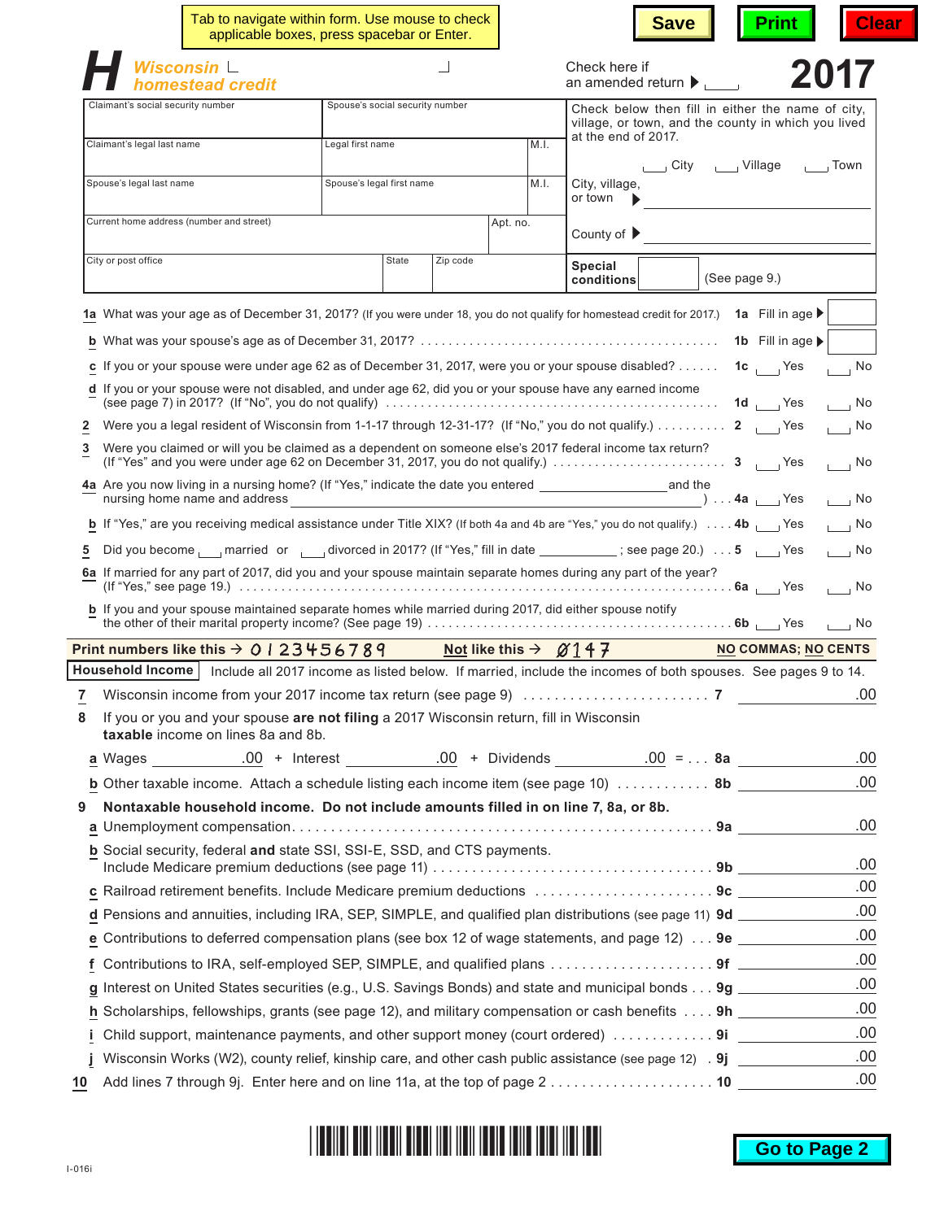Tab to navigate within form. Use mouse to check applicable boxes, press spacebar or Enter.

Save | Print | Clear

# H Wisconsin homestead credit

Check here if an amended return ▶ ☐

**2017**

| Claimant's social security number | Spouse's social security number | |
|---|---|---|
| Claimant's legal last name | Legal first name | M.I. |
| Spouse's legal last name | Spouse's legal first name | M.I. |
| Current home address (number and street) | | Apt. no. |
| City or post office | State | Zip code |

Check below then fill in either the name of city, village, or town, and the county in which you lived at the end of 2017.

☐ City ☐ Village ☐ Town

City, village, or town ▶ ____________________

County of ▶ ____________________

**Special conditions** ☐ (See page 9.)

**1a** What was your age as of December 31, 2017? (If you were under 18, you do not qualify for homestead credit for 2017.) **1a** Fill in age ▶ ☐

**b** What was your spouse's age as of December 31, 2017? **1b** Fill in age ▶ ☐

**c** If you or your spouse were under age 62 as of December 31, 2017, were you or your spouse disabled? **1c** ☐ Yes ☐ No

**d** If you or your spouse were not disabled, and under age 62, did you or your spouse have any earned income (see page 7) in 2017? (If "No", you do not qualify) **1d** ☐ Yes ☐ No

**2** Were you a legal resident of Wisconsin from 1-1-17 through 12-31-17? (If "No," you do not qualify.) **2** ☐ Yes ☐ No

**3** Were you claimed or will you be claimed as a dependent on someone else's 2017 federal income tax return? (If "Yes" and you were under age 62 on December 31, 2017, you do not qualify.) **3** ☐ Yes ☐ No

**4a** Are you now living in a nursing home? (If "Yes," indicate the date you entered ____________ and the nursing home name and address ____________) **4a** ☐ Yes ☐ No

**b** If "Yes," are you receiving medical assistance under Title XIX? (If both 4a and 4b are "Yes," you do not qualify.) **4b** ☐ Yes ☐ No

**5** Did you become ☐ married or ☐ divorced in 2017? (If "Yes," fill in date ____________; see page 20.) **5** ☐ Yes ☐ No

**6a** If married for any part of 2017, did you and your spouse maintain separate homes during any part of the year? (If "Yes," see page 19.) **6a** ☐ Yes ☐ No

**b** If you and your spouse maintained separate homes while married during 2017, did either spouse notify the other of their marital property income? (See page 19) **6b** ☐ Yes ☐ No

**Print numbers like this →** 0123456789 **Not like this →** Ø147 **NO COMMAS; NO CENTS**

**Household Income** Include all 2017 income as listed below. If married, include the incomes of both spouses. See pages 9 to 14.

**7** Wisconsin income from your 2017 income tax return (see page 9) **7** .00

**8** If you or you and your spouse **are not filing** a 2017 Wisconsin return, fill in Wisconsin **taxable** income on lines 8a and 8b.

**a** Wages .00 + Interest .00 + Dividends .00 = **8a** .00

**b** Other taxable income. Attach a schedule listing each income item (see page 10) **8b** .00

**9 Nontaxable household income. Do not include amounts filled in on line 7, 8a, or 8b.**

**a** Unemployment compensation **9a** .00

**b** Social security, federal **and** state SSI, SSI-E, SSD, and CTS payments. Include Medicare premium deductions (see page 11) **9b** .00

**c** Railroad retirement benefits. Include Medicare premium deductions **9c** .00

**d** Pensions and annuities, including IRA, SEP, SIMPLE, and qualified plan distributions (see page 11) **9d** .00

**e** Contributions to deferred compensation plans (see box 12 of wage statements, and page 12) **9e** .00

**f** Contributions to IRA, self-employed SEP, SIMPLE, and qualified plans **9f** .00

**g** Interest on United States securities (e.g., U.S. Savings Bonds) and state and municipal bonds **9g** .00

**h** Scholarships, fellowships, grants (see page 12), and military compensation or cash benefits **9h** .00

**i** Child support, maintenance payments, and other support money (court ordered) **9i** .00

**j** Wisconsin Works (W2), county relief, kinship care, and other cash public assistance (see page 12) **9j** .00

**10** Add lines 7 through 9j. Enter here and on line 11a, at the top of page 2 **10** .00

I-016i

Go to Page 2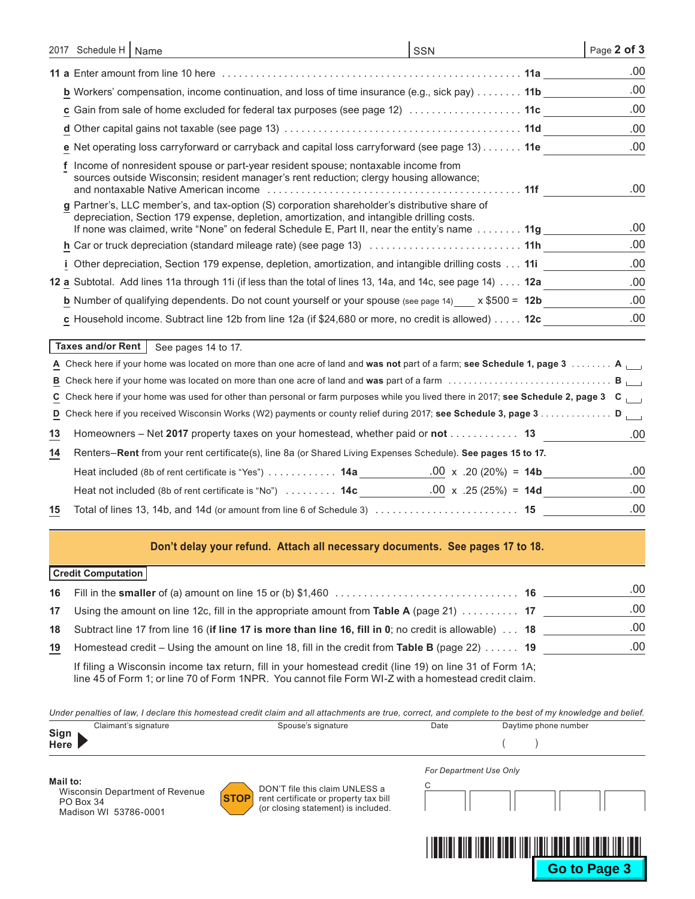2017 Schedule H | Name | SSN

| Line | Description | Ref | Amount |
|---|---|---|---|
| 11 a | Enter amount from line 10 here | 11a | .00 |
| b | Workers' compensation, income continuation, and loss of time insurance (e.g., sick pay) | 11b | .00 |
| c | Gain from sale of home excluded for federal tax purposes (see page 12) | 11c | .00 |
| d | Other capital gains not taxable (see page 13) | 11d | .00 |
| e | Net operating loss carryforward or carryback and capital loss carryforward (see page 13) | 11e | .00 |
| f | Income of nonresident spouse or part-year resident spouse; nontaxable income from sources outside Wisconsin; resident manager's rent reduction; clergy housing allowance; and nontaxable Native American income | 11f | .00 |
| g | Partner's, LLC member's, and tax-option (S) corporation shareholder's distributive share of depreciation, Section 179 expense, depletion, amortization, and intangible drilling costs. If none was claimed, write "None" on federal Schedule E, Part II, near the entity's name | 11g | .00 |
| h | Car or truck depreciation (standard mileage rate) (see page 13) | 11h | .00 |
| i | Other depreciation, Section 179 expense, depletion, amortization, and intangible drilling costs | 11i | .00 |
| 12 a | Subtotal. Add lines 11a through 11i (if less than the total of lines 13, 14a, and 14c, see page 14) | 12a | .00 |
| b | Number of qualifying dependents. Do not count yourself or your spouse (see page 14) ____ x $500 = | 12b | .00 |
| c | Household income. Subtract line 12b from line 12a (if $24,680 or more, no credit is allowed) | 12c | .00 |

## Taxes and/or Rent

See pages 14 to 17.

- **A** Check here if your home was located on more than one acre of land and **was not** part of a farm; **see Schedule 1, page 3** . . . A ☐
- **B** Check here if your home was located on more than one acre of land and **was** part of a farm . . . B ☐
- **C** Check here if your home was used for other than personal or farm purposes while you lived there in 2017; **see Schedule 2, page 3** C ☐
- **D** Check here if you received Wisconsin Works (W2) payments or county relief during 2017; **see Schedule 3, page 3** . . . D ☐

| Line | Description | Ref | Amount |
|---|---|---|---|
| 13 | Homeowners – Net **2017** property taxes on your homestead, whether paid or **not** | 13 | .00 |
| 14 | Renters–**Rent** from your rent certificate(s), line 8a (or Shared Living Expenses Schedule). **See pages 15 to 17.** | | |
| | Heat included (8b of rent certificate is "Yes") . . . 14a ______ .00 x .20 (20%) = | 14b | .00 |
| | Heat not included (8b of rent certificate is "No") . . . 14c ______ .00 x .25 (25%) = | 14d | .00 |
| 15 | Total of lines 13, 14b, and 14d (or amount from line 6 of Schedule 3) | 15 | .00 |

**Don't delay your refund. Attach all necessary documents. See pages 17 to 18.**

## Credit Computation

| Line | Description | Ref | Amount |
|---|---|---|---|
| 16 | Fill in the **smaller** of (a) amount on line 15 or (b) $1,460 | 16 | .00 |
| 17 | Using the amount on line 12c, fill in the appropriate amount from **Table A** (page 21) | 17 | .00 |
| 18 | Subtract line 17 from line 16 (**if line 17 is more than line 16, fill in 0**; no credit is allowable) | 18 | .00 |
| 19 | Homestead credit – Using the amount on line 18, fill in the credit from **Table B** (page 22) | 19 | .00 |

If filing a Wisconsin income tax return, fill in your homestead credit (line 19) on line 31 of Form 1A; line 45 of Form 1; or line 70 of Form 1NPR. You cannot file Form WI-Z with a homestead credit claim.

*Under penalties of law, I declare this homestead credit claim and all attachments are true, correct, and complete to the best of my knowledge and belief.*

**Sign Here** ▶ Claimant's signature | Spouse's signature | Date | Daytime phone number ( )

**Mail to:**
Wisconsin Department of Revenue
PO Box 34
Madison WI 53786-0001

**STOP** DON'T file this claim UNLESS a rent certificate or property tax bill (or closing statement) is included.

*For Department Use Only*

C

**Go to Page 3**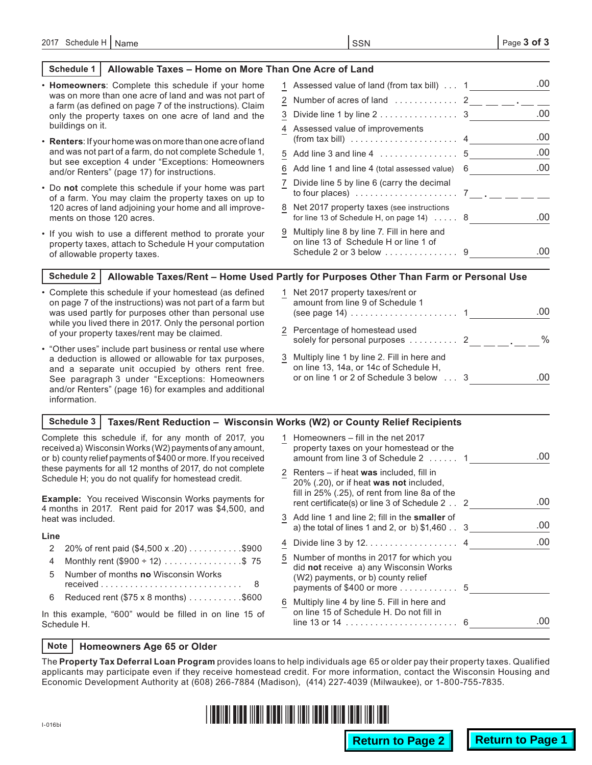2017 Schedule H | Name | SSN

## Schedule 1 — Allowable Taxes – Home on More Than One Acre of Land

- **Homeowners**: Complete this schedule if your home was on more than one acre of land and was not part of a farm (as defined on page 7 of the instructions). Claim only the property taxes on one acre of land and the buildings on it.
- **Renters**: If your home was on more than one acre of land and was not part of a farm, do not complete Schedule 1, but see exception 4 under "Exceptions: Homeowners and/or Renters" (page 17) for instructions.
- Do **not** complete this schedule if your home was part of a farm. You may claim the property taxes on up to 120 acres of land adjoining your home and all improvements on those 120 acres.
- If you wish to use a different method to prorate your property taxes, attach to Schedule H your computation of allowable property taxes.

| | | | |
|---|---|---|---|
| 1 | Assessed value of land (from tax bill) | 1 | .00 |
| 2 | Number of acres of land | 2 | ___ ___ ___ . ___ ___ |
| 3 | Divide line 1 by line 2 | 3 | .00 |
| 4 | Assessed value of improvements (from tax bill) | 4 | .00 |
| 5 | Add line 3 and line 4 | 5 | .00 |
| 6 | Add line 1 and line 4 (total assessed value) | 6 | .00 |
| 7 | Divide line 5 by line 6 (carry the decimal to four places) | 7 | ___ . ___ ___ ___ ___ |
| 8 | Net 2017 property taxes (see instructions for line 13 of Schedule H, on page 14) | 8 | .00 |
| 9 | Multiply line 8 by line 7. Fill in here and on line 13 of Schedule H or line 1 of Schedule 2 or 3 below | 9 | .00 |

## Schedule 2 — Allowable Taxes/Rent – Home Used Partly for Purposes Other Than Farm or Personal Use

- Complete this schedule if your homestead (as defined on page 7 of the instructions) was not part of a farm but was used partly for purposes other than personal use while you lived there in 2017. Only the personal portion of your property taxes/rent may be claimed.
- "Other uses" include part business or rental use where a deduction is allowed or allowable for tax purposes, and a separate unit occupied by others rent free. See paragraph 3 under "Exceptions: Homeowners and/or Renters" (page 16) for examples and additional information.

| | | | |
|---|---|---|---|
| 1 | Net 2017 property taxes/rent or amount from line 9 of Schedule 1 (see page 14) | 1 | .00 |
| 2 | Percentage of homestead used solely for personal purposes | 2 | ___ ___ ___ . ___ ___ % |
| 3 | Multiply line 1 by line 2. Fill in here and on line 13, 14a, or 14c of Schedule H, or on line 1 or 2 of Schedule 3 below | 3 | .00 |

## Schedule 3 — Taxes/Rent Reduction – Wisconsin Works (W2) or County Relief Recipients

Complete this schedule if, for any month of 2017, you received a) Wisconsin Works (W2) payments of any amount, or b) county relief payments of $400 or more. If you received these payments for all 12 months of 2017, do not complete Schedule H; you do not qualify for homestead credit.

**Example:** You received Wisconsin Works payments for 4 months in 2017. Rent paid for 2017 was $4,500, and heat was included.

| Line | | |
|---|---|---|
| 2 | 20% of rent paid ($4,500 x .20) | $900 |
| 4 | Monthly rent ($900 ÷ 12) | $ 75 |
| 5 | Number of months **no** Wisconsin Works received | 8 |
| 6 | Reduced rent ($75 x 8 months) | $600 |

In this example, "600" would be filled in on line 15 of Schedule H.

| | | | |
|---|---|---|---|
| 1 | Homeowners – fill in the net 2017 property taxes on your homestead or the amount from line 3 of Schedule 2 | 1 | .00 |
| 2 | Renters – if heat **was** included, fill in 20% (.20), or if heat **was not** included, fill in 25% (.25), of rent from line 8a of the rent certificate(s) or line 3 of Schedule 2 | 2 | .00 |
| 3 | Add line 1 and line 2; fill in the **smaller** of a) the total of lines 1 and 2, or b) $1,460 | 3 | .00 |
| 4 | Divide line 3 by 12 | 4 | .00 |
| 5 | Number of months in 2017 for which you did **not** receive a) any Wisconsin Works (W2) payments, or b) county relief payments of $400 or more | 5 | |
| 6 | Multiply line 4 by line 5. Fill in here and on line 15 of Schedule H. Do not fill in line 13 or 14 | 6 | .00 |

## Note — Homeowners Age 65 or Older

The **Property Tax Deferral Loan Program** provides loans to help individuals age 65 or older pay their property taxes. Qualified applicants may participate even if they receive homestead credit. For more information, contact the Wisconsin Housing and Economic Development Authority at (608) 266-7884 (Madison), (414) 227-4039 (Milwaukee), or 1-800-755-7835.

I-016bi

Return to Page 2 | Return to Page 1